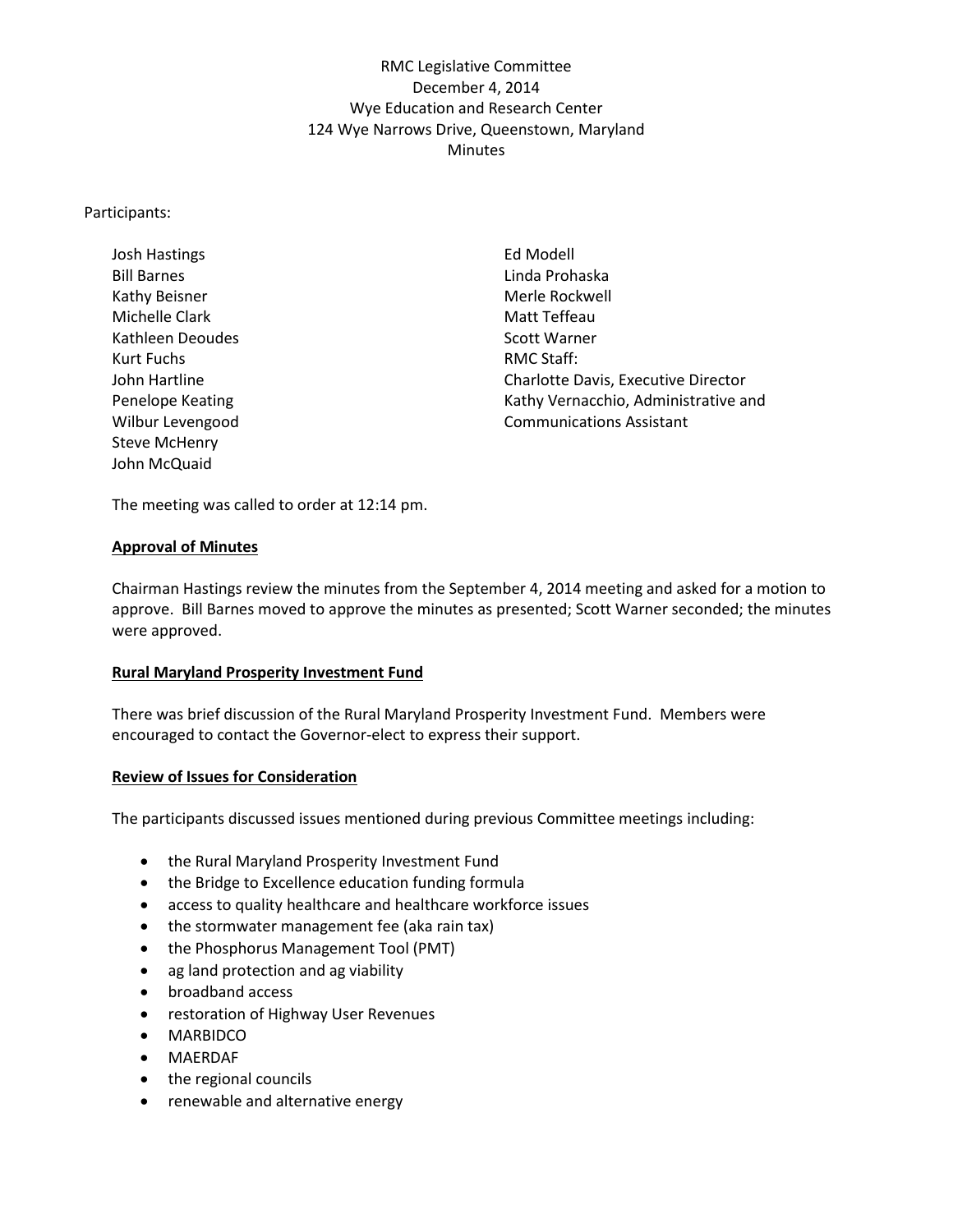RMC Legislative Committee
December 4, 2014
Wye Education and Research Center
124 Wye Narrows Drive, Queenstown, Maryland
Minutes

Participants:

Josh Hastings
Bill Barnes
Kathy Beisner
Michelle Clark
Kathleen Deoudes
Kurt Fuchs
John Hartline
Penelope Keating
Wilbur Levengood
Steve McHenry
John McQuaid
Ed Modell
Linda Prohaska
Merle Rockwell
Matt Teffeau
Scott Warner

RMC Staff:
Charlotte Davis, Executive Director
Kathy Vernacchio, Administrative and Communications Assistant

The meeting was called to order at 12:14 pm.

**Approval of Minutes**

Chairman Hastings review the minutes from the September 4, 2014 meeting and asked for a motion to approve. Bill Barnes moved to approve the minutes as presented; Scott Warner seconded; the minutes were approved.

**Rural Maryland Prosperity Investment Fund**

There was brief discussion of the Rural Maryland Prosperity Investment Fund. Members were encouraged to contact the Governor-elect to express their support.

**Review of Issues for Consideration**

The participants discussed issues mentioned during previous Committee meetings including:

- the Rural Maryland Prosperity Investment Fund
- the Bridge to Excellence education funding formula
- access to quality healthcare and healthcare workforce issues
- the stormwater management fee (aka rain tax)
- the Phosphorus Management Tool (PMT)
- ag land protection and ag viability
- broadband access
- restoration of Highway User Revenues
- MARBIDCO
- MAERDAF
- the regional councils
- renewable and alternative energy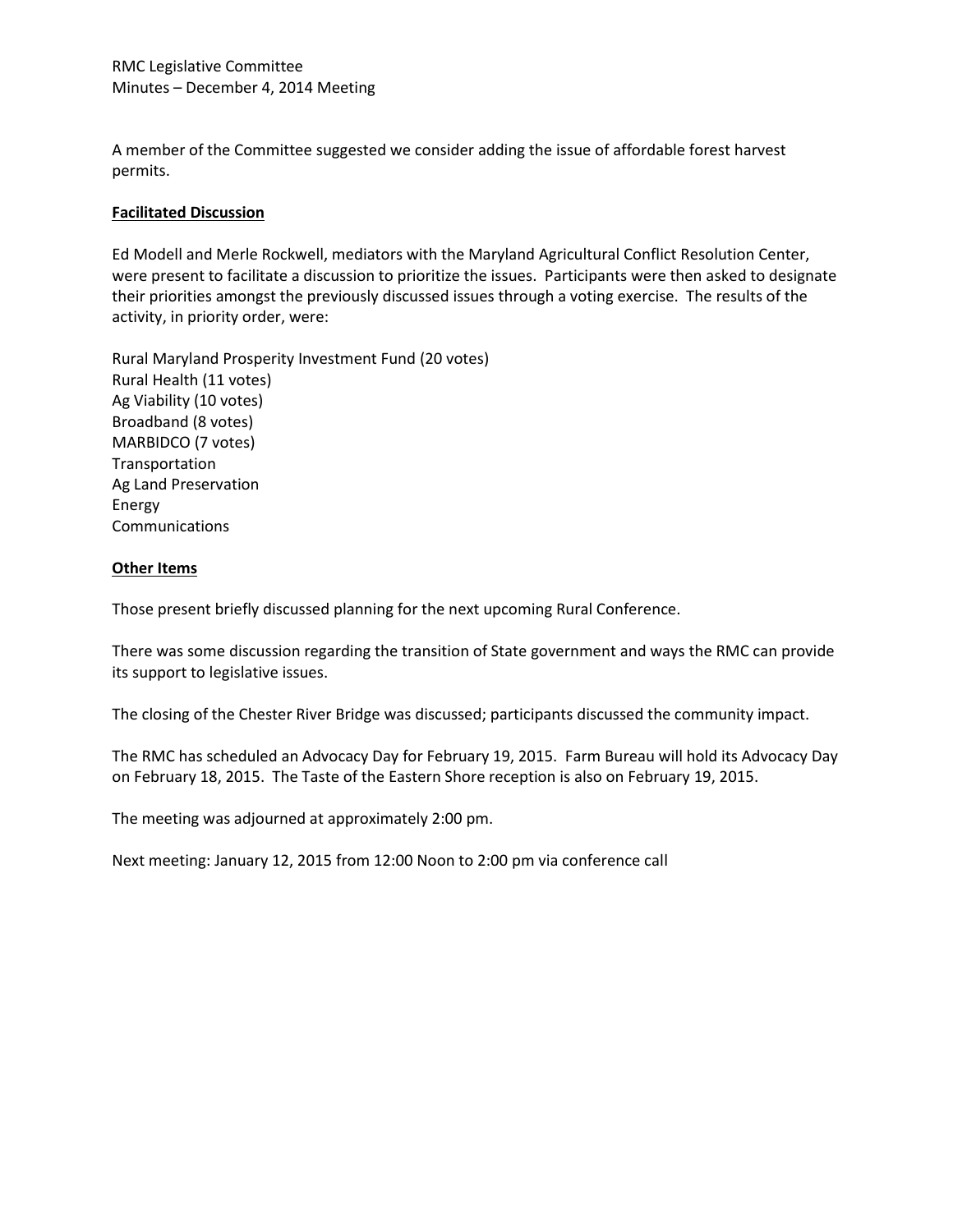A member of the Committee suggested we consider adding the issue of affordable forest harvest permits.

**Facilitated Discussion**

Ed Modell and Merle Rockwell, mediators with the Maryland Agricultural Conflict Resolution Center, were present to facilitate a discussion to prioritize the issues. Participants were then asked to designate their priorities amongst the previously discussed issues through a voting exercise. The results of the activity, in priority order, were:

Rural Maryland Prosperity Investment Fund (20 votes)
Rural Health (11 votes)
Ag Viability (10 votes)
Broadband (8 votes)
MARBIDCO (7 votes)
Transportation
Ag Land Preservation
Energy
Communications

**Other Items**

Those present briefly discussed planning for the next upcoming Rural Conference.

There was some discussion regarding the transition of State government and ways the RMC can provide its support to legislative issues.

The closing of the Chester River Bridge was discussed; participants discussed the community impact.

The RMC has scheduled an Advocacy Day for February 19, 2015. Farm Bureau will hold its Advocacy Day on February 18, 2015. The Taste of the Eastern Shore reception is also on February 19, 2015.

The meeting was adjourned at approximately 2:00 pm.

Next meeting: January 12, 2015 from 12:00 Noon to 2:00 pm via conference call